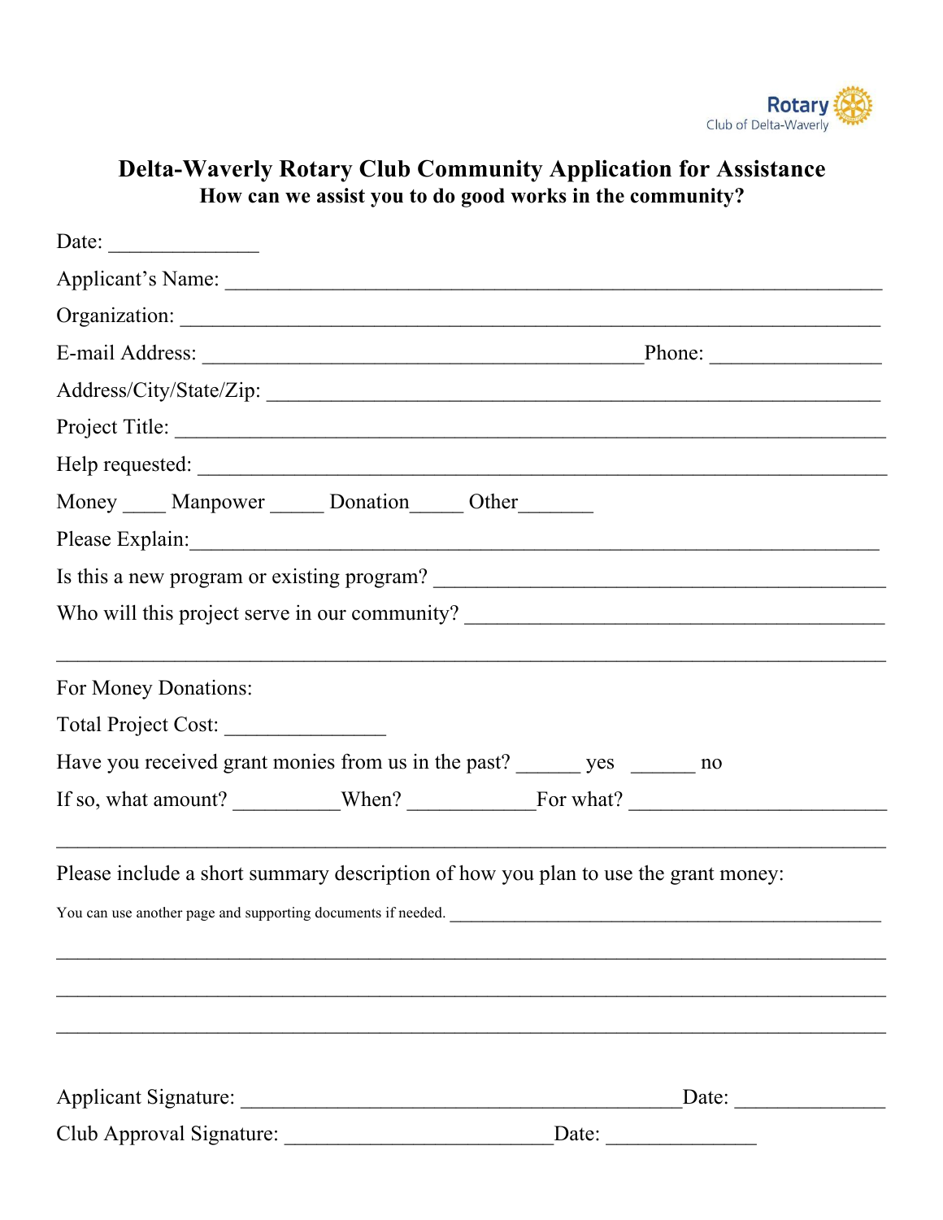Rotary
Club of Delta-Waverly

# Delta-Waverly Rotary Club Community Application for Assistance

## How can we assist you to do good works in the community?

Date: ______________

Applicant's Name: ____________________________________________________________

Organization: _________________________________________________________________

E-mail Address: ________________________________________Phone: ________________

Address/City/State/Zip: _________________________________________________________

Project Title: _________________________________________________________________

Help requested: _______________________________________________________________

Money ____ Manpower _____ Donation_____ Other_______

Please Explain:________________________________________________________________

Is this a new program or existing program? _________________________________________

Who will this project serve in our community? _______________________________________

_____________________________________________________________________________

For Money Donations:

Total Project Cost: _______________

Have you received grant monies from us in the past? ______ yes ______ no

If so, what amount? __________When? ____________For what? ________________________

_____________________________________________________________________________

Please include a short summary description of how you plan to use the grant money:

You can use another page and supporting documents if needed. __________________________

_____________________________________________________________________________

_____________________________________________________________________________

_____________________________________________________________________________

Applicant Signature: __________________________________________Date: ______________

Club Approval Signature: _________________________Date: ______________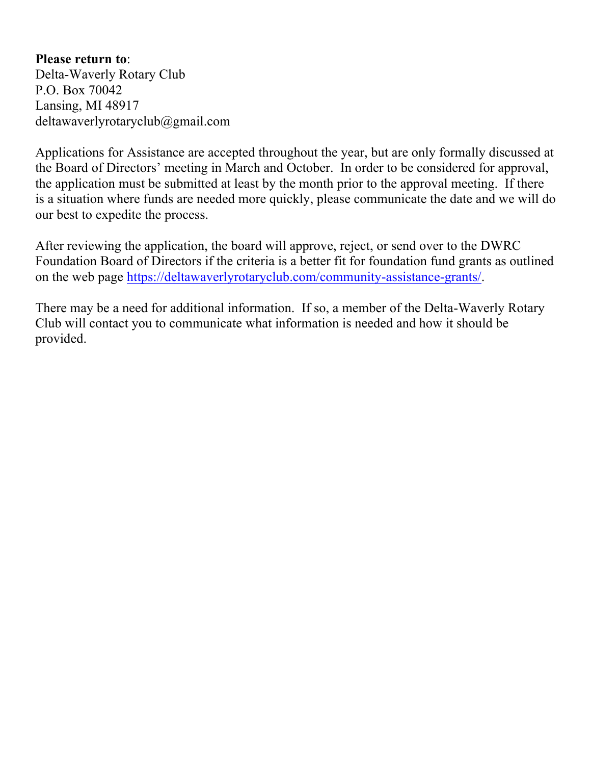**Please return to**:
Delta-Waverly Rotary Club
P.O. Box 70042
Lansing, MI 48917
deltawaverlyrotaryclub@gmail.com

Applications for Assistance are accepted throughout the year, but are only formally discussed at the Board of Directors' meeting in March and October. In order to be considered for approval, the application must be submitted at least by the month prior to the approval meeting. If there is a situation where funds are needed more quickly, please communicate the date and we will do our best to expedite the process.

After reviewing the application, the board will approve, reject, or send over to the DWRC Foundation Board of Directors if the criteria is a better fit for foundation fund grants as outlined on the web page https://deltawaverlyrotaryclub.com/community-assistance-grants/.

There may be a need for additional information. If so, a member of the Delta-Waverly Rotary Club will contact you to communicate what information is needed and how it should be provided.